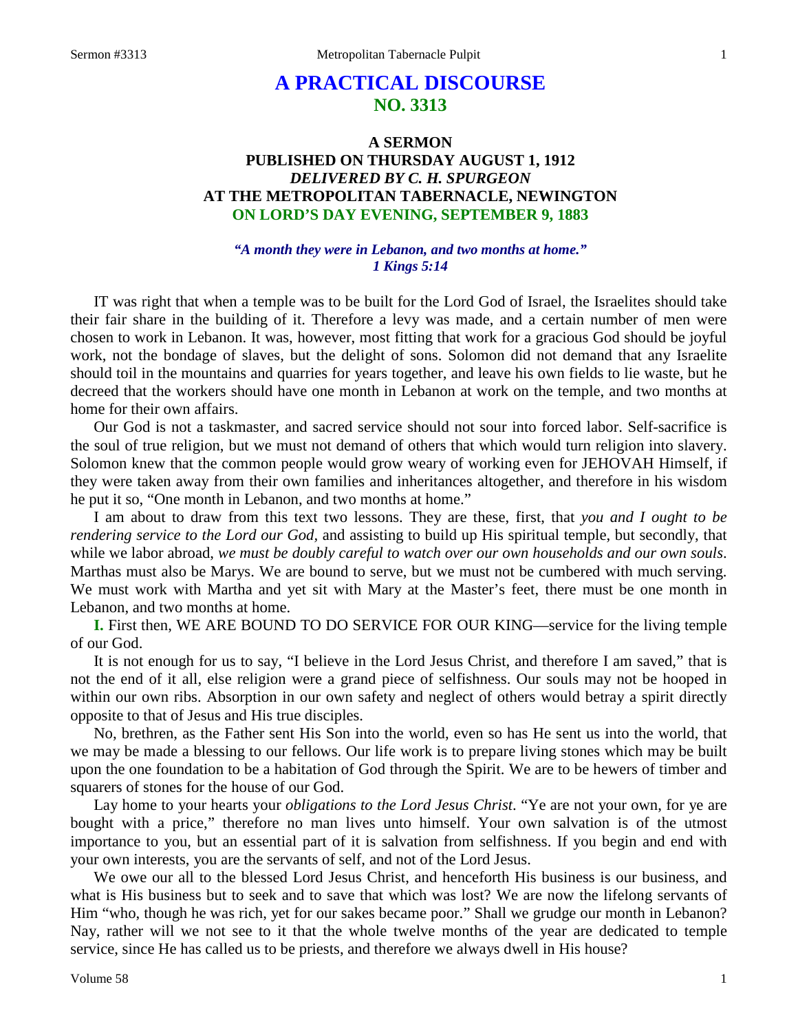# A PRACTICAL DISCOURSE
## NO. 3313

### A SERMON
### PUBLISHED ON THURSDAY AUGUST 1, 1912
### *DELIVERED BY C. H. SPURGEON*
### AT THE METROPOLITAN TABERNACLE, NEWINGTON
### ON LORD'S DAY EVENING, SEPTEMBER 9, 1883

***"A month they were in Lebanon, and two months at home." 1 Kings 5:14***

IT was right that when a temple was to be built for the Lord God of Israel, the Israelites should take their fair share in the building of it. Therefore a levy was made, and a certain number of men were chosen to work in Lebanon. It was, however, most fitting that work for a gracious God should be joyful work, not the bondage of slaves, but the delight of sons. Solomon did not demand that any Israelite should toil in the mountains and quarries for years together, and leave his own fields to lie waste, but he decreed that the workers should have one month in Lebanon at work on the temple, and two months at home for their own affairs.

Our God is not a taskmaster, and sacred service should not sour into forced labor. Self-sacrifice is the soul of true religion, but we must not demand of others that which would turn religion into slavery. Solomon knew that the common people would grow weary of working even for JEHOVAH Himself, if they were taken away from their own families and inheritances altogether, and therefore in his wisdom he put it so, "One month in Lebanon, and two months at home."

I am about to draw from this text two lessons. They are these, first, that *you and I ought to be rendering service to the Lord our God*, and assisting to build up His spiritual temple, but secondly, that while we labor abroad, *we must be doubly careful to watch over our own households and our own souls*. Marthas must also be Marys. We are bound to serve, but we must not be cumbered with much serving. We must work with Martha and yet sit with Mary at the Master's feet, there must be one month in Lebanon, and two months at home.

**I.** First then, WE ARE BOUND TO DO SERVICE FOR OUR KING—service for the living temple of our God.

It is not enough for us to say, "I believe in the Lord Jesus Christ, and therefore I am saved," that is not the end of it all, else religion were a grand piece of selfishness. Our souls may not be hooped in within our own ribs. Absorption in our own safety and neglect of others would betray a spirit directly opposite to that of Jesus and His true disciples.

No, brethren, as the Father sent His Son into the world, even so has He sent us into the world, that we may be made a blessing to our fellows. Our life work is to prepare living stones which may be built upon the one foundation to be a habitation of God through the Spirit. We are to be hewers of timber and squarers of stones for the house of our God.

Lay home to your hearts your *obligations to the Lord Jesus Christ*. "Ye are not your own, for ye are bought with a price," therefore no man lives unto himself. Your own salvation is of the utmost importance to you, but an essential part of it is salvation from selfishness. If you begin and end with your own interests, you are the servants of self, and not of the Lord Jesus.

We owe our all to the blessed Lord Jesus Christ, and henceforth His business is our business, and what is His business but to seek and to save that which was lost? We are now the lifelong servants of Him "who, though he was rich, yet for our sakes became poor." Shall we grudge our month in Lebanon? Nay, rather will we not see to it that the whole twelve months of the year are dedicated to temple service, since He has called us to be priests, and therefore we always dwell in His house?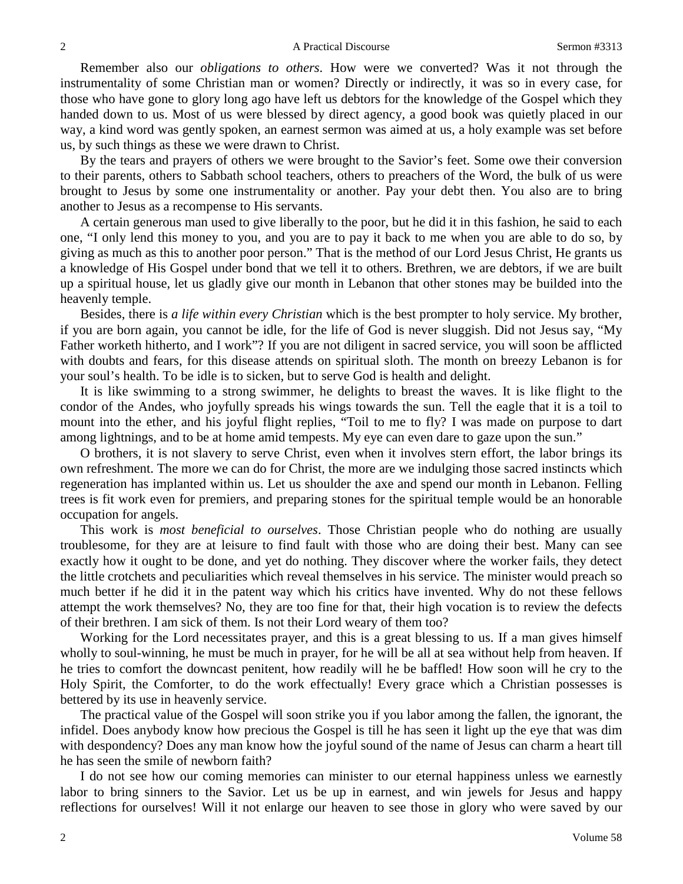Remember also our *obligations to others*. How were we converted? Was it not through the instrumentality of some Christian man or women? Directly or indirectly, it was so in every case, for those who have gone to glory long ago have left us debtors for the knowledge of the Gospel which they handed down to us. Most of us were blessed by direct agency, a good book was quietly placed in our way, a kind word was gently spoken, an earnest sermon was aimed at us, a holy example was set before us, by such things as these we were drawn to Christ.

By the tears and prayers of others we were brought to the Savior's feet. Some owe their conversion to their parents, others to Sabbath school teachers, others to preachers of the Word, the bulk of us were brought to Jesus by some one instrumentality or another. Pay your debt then. You also are to bring another to Jesus as a recompense to His servants.

A certain generous man used to give liberally to the poor, but he did it in this fashion, he said to each one, "I only lend this money to you, and you are to pay it back to me when you are able to do so, by giving as much as this to another poor person." That is the method of our Lord Jesus Christ, He grants us a knowledge of His Gospel under bond that we tell it to others. Brethren, we are debtors, if we are built up a spiritual house, let us gladly give our month in Lebanon that other stones may be builded into the heavenly temple.

Besides, there is *a life within every Christian* which is the best prompter to holy service. My brother, if you are born again, you cannot be idle, for the life of God is never sluggish. Did not Jesus say, "My Father worketh hitherto, and I work"? If you are not diligent in sacred service, you will soon be afflicted with doubts and fears, for this disease attends on spiritual sloth. The month on breezy Lebanon is for your soul's health. To be idle is to sicken, but to serve God is health and delight.

It is like swimming to a strong swimmer, he delights to breast the waves. It is like flight to the condor of the Andes, who joyfully spreads his wings towards the sun. Tell the eagle that it is a toil to mount into the ether, and his joyful flight replies, "Toil to me to fly? I was made on purpose to dart among lightnings, and to be at home amid tempests. My eye can even dare to gaze upon the sun."

O brothers, it is not slavery to serve Christ, even when it involves stern effort, the labor brings its own refreshment. The more we can do for Christ, the more are we indulging those sacred instincts which regeneration has implanted within us. Let us shoulder the axe and spend our month in Lebanon. Felling trees is fit work even for premiers, and preparing stones for the spiritual temple would be an honorable occupation for angels.

This work is *most beneficial to ourselves*. Those Christian people who do nothing are usually troublesome, for they are at leisure to find fault with those who are doing their best. Many can see exactly how it ought to be done, and yet do nothing. They discover where the worker fails, they detect the little crotchets and peculiarities which reveal themselves in his service. The minister would preach so much better if he did it in the patent way which his critics have invented. Why do not these fellows attempt the work themselves? No, they are too fine for that, their high vocation is to review the defects of their brethren. I am sick of them. Is not their Lord weary of them too?

Working for the Lord necessitates prayer, and this is a great blessing to us. If a man gives himself wholly to soul-winning, he must be much in prayer, for he will be all at sea without help from heaven. If he tries to comfort the downcast penitent, how readily will he be baffled! How soon will he cry to the Holy Spirit, the Comforter, to do the work effectually! Every grace which a Christian possesses is bettered by its use in heavenly service.

The practical value of the Gospel will soon strike you if you labor among the fallen, the ignorant, the infidel. Does anybody know how precious the Gospel is till he has seen it light up the eye that was dim with despondency? Does any man know how the joyful sound of the name of Jesus can charm a heart till he has seen the smile of newborn faith?

I do not see how our coming memories can minister to our eternal happiness unless we earnestly labor to bring sinners to the Savior. Let us be up in earnest, and win jewels for Jesus and happy reflections for ourselves! Will it not enlarge our heaven to see those in glory who were saved by our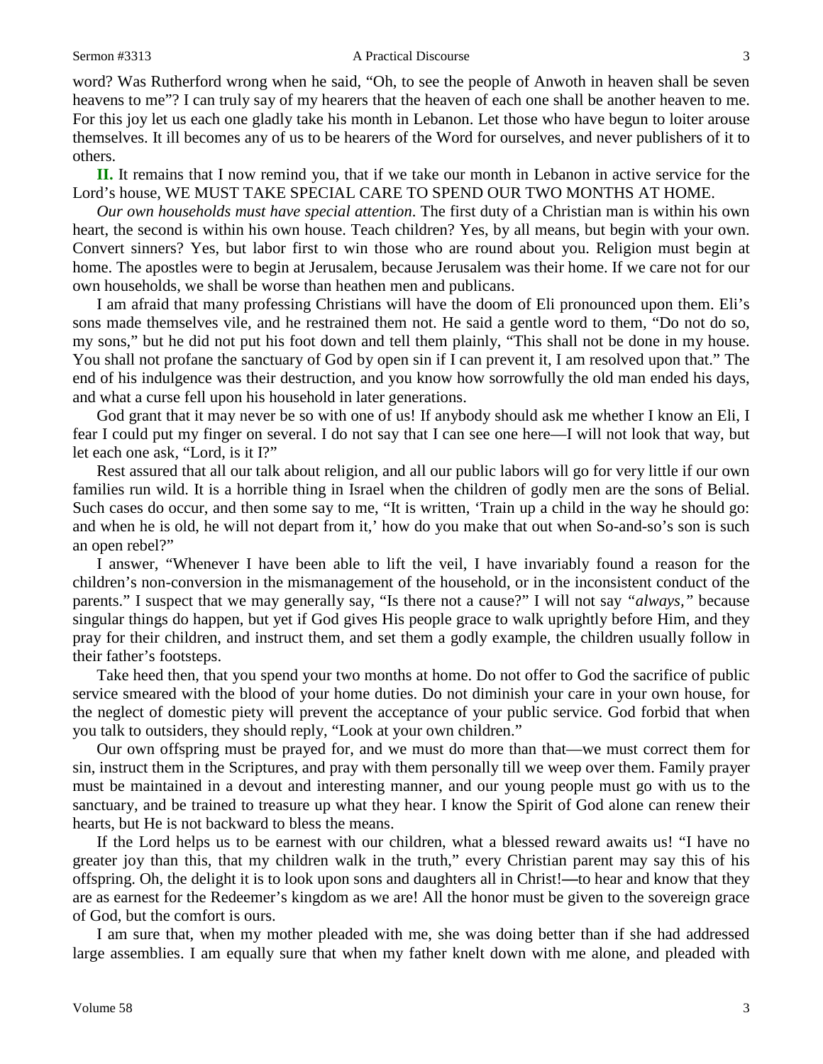word? Was Rutherford wrong when he said, "Oh, to see the people of Anwoth in heaven shall be seven heavens to me"? I can truly say of my hearers that the heaven of each one shall be another heaven to me. For this joy let us each one gladly take his month in Lebanon. Let those who have begun to loiter arouse themselves. It ill becomes any of us to be hearers of the Word for ourselves, and never publishers of it to others.

**II.** It remains that I now remind you, that if we take our month in Lebanon in active service for the Lord's house, WE MUST TAKE SPECIAL CARE TO SPEND OUR TWO MONTHS AT HOME.

*Our own households must have special attention*. The first duty of a Christian man is within his own heart, the second is within his own house. Teach children? Yes, by all means, but begin with your own. Convert sinners? Yes, but labor first to win those who are round about you. Religion must begin at home. The apostles were to begin at Jerusalem, because Jerusalem was their home. If we care not for our own households, we shall be worse than heathen men and publicans.

I am afraid that many professing Christians will have the doom of Eli pronounced upon them. Eli's sons made themselves vile, and he restrained them not. He said a gentle word to them, "Do not do so, my sons," but he did not put his foot down and tell them plainly, "This shall not be done in my house. You shall not profane the sanctuary of God by open sin if I can prevent it, I am resolved upon that." The end of his indulgence was their destruction, and you know how sorrowfully the old man ended his days, and what a curse fell upon his household in later generations.

God grant that it may never be so with one of us! If anybody should ask me whether I know an Eli, I fear I could put my finger on several. I do not say that I can see one here—I will not look that way, but let each one ask, "Lord, is it I?"

Rest assured that all our talk about religion, and all our public labors will go for very little if our own families run wild. It is a horrible thing in Israel when the children of godly men are the sons of Belial. Such cases do occur, and then some say to me, "It is written, 'Train up a child in the way he should go: and when he is old, he will not depart from it,' how do you make that out when So-and-so's son is such an open rebel?"

I answer, "Whenever I have been able to lift the veil, I have invariably found a reason for the children's non-conversion in the mismanagement of the household, or in the inconsistent conduct of the parents." I suspect that we may generally say, "Is there not a cause?" I will not say *"always,"* because singular things do happen, but yet if God gives His people grace to walk uprightly before Him, and they pray for their children, and instruct them, and set them a godly example, the children usually follow in their father's footsteps.

Take heed then, that you spend your two months at home. Do not offer to God the sacrifice of public service smeared with the blood of your home duties. Do not diminish your care in your own house, for the neglect of domestic piety will prevent the acceptance of your public service. God forbid that when you talk to outsiders, they should reply, "Look at your own children."

Our own offspring must be prayed for, and we must do more than that—we must correct them for sin, instruct them in the Scriptures, and pray with them personally till we weep over them. Family prayer must be maintained in a devout and interesting manner, and our young people must go with us to the sanctuary, and be trained to treasure up what they hear. I know the Spirit of God alone can renew their hearts, but He is not backward to bless the means.

If the Lord helps us to be earnest with our children, what a blessed reward awaits us! "I have no greater joy than this, that my children walk in the truth," every Christian parent may say this of his offspring. Oh, the delight it is to look upon sons and daughters all in Christ!—to hear and know that they are as earnest for the Redeemer's kingdom as we are! All the honor must be given to the sovereign grace of God, but the comfort is ours.

I am sure that, when my mother pleaded with me, she was doing better than if she had addressed large assemblies. I am equally sure that when my father knelt down with me alone, and pleaded with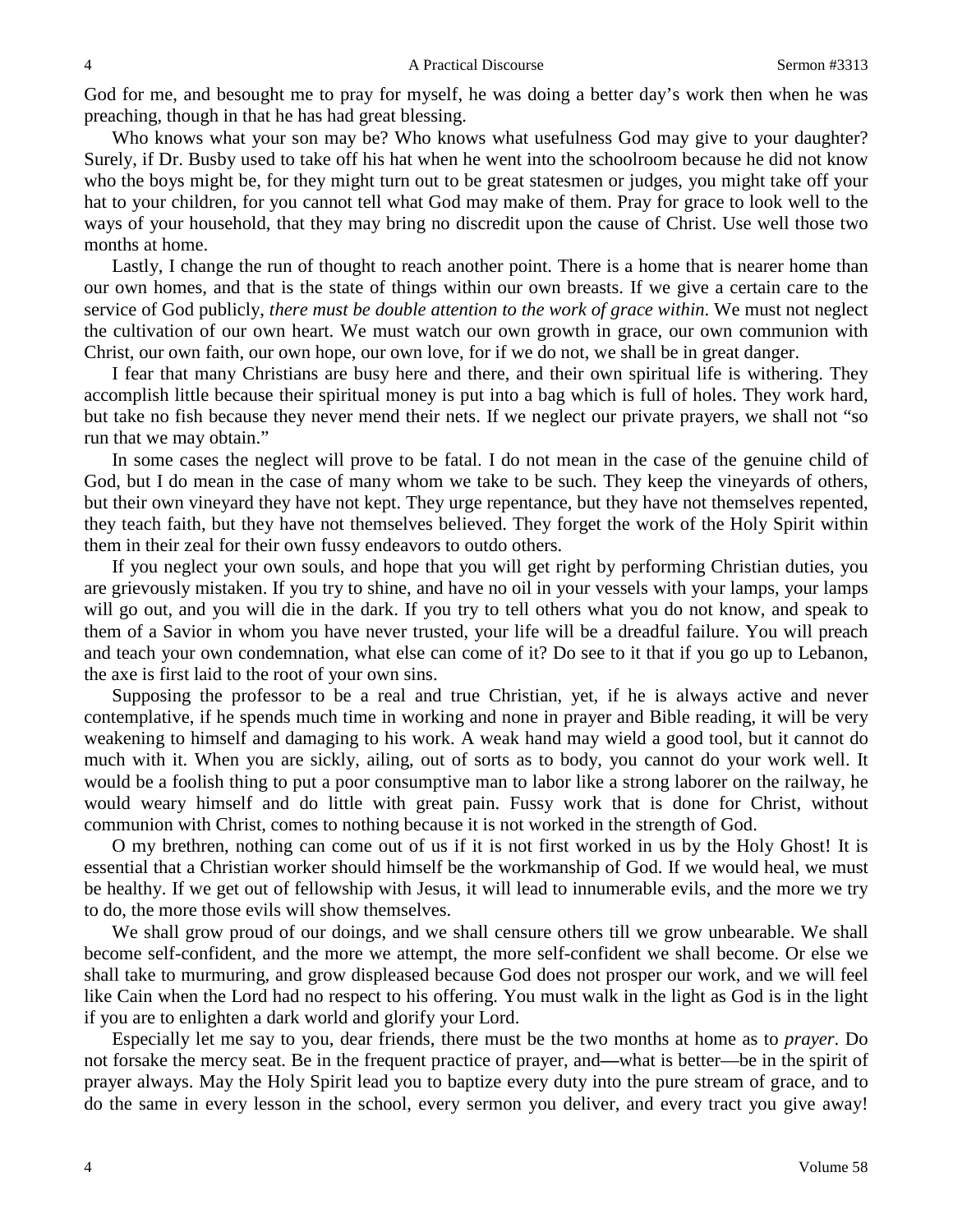God for me, and besought me to pray for myself, he was doing a better day's work then when he was preaching, though in that he has had great blessing.

Who knows what your son may be? Who knows what usefulness God may give to your daughter? Surely, if Dr. Busby used to take off his hat when he went into the schoolroom because he did not know who the boys might be, for they might turn out to be great statesmen or judges, you might take off your hat to your children, for you cannot tell what God may make of them. Pray for grace to look well to the ways of your household, that they may bring no discredit upon the cause of Christ. Use well those two months at home.

Lastly, I change the run of thought to reach another point. There is a home that is nearer home than our own homes, and that is the state of things within our own breasts. If we give a certain care to the service of God publicly, *there must be double attention to the work of grace within*. We must not neglect the cultivation of our own heart. We must watch our own growth in grace, our own communion with Christ, our own faith, our own hope, our own love, for if we do not, we shall be in great danger.

I fear that many Christians are busy here and there, and their own spiritual life is withering. They accomplish little because their spiritual money is put into a bag which is full of holes. They work hard, but take no fish because they never mend their nets. If we neglect our private prayers, we shall not "so run that we may obtain."

In some cases the neglect will prove to be fatal. I do not mean in the case of the genuine child of God, but I do mean in the case of many whom we take to be such. They keep the vineyards of others, but their own vineyard they have not kept. They urge repentance, but they have not themselves repented, they teach faith, but they have not themselves believed. They forget the work of the Holy Spirit within them in their zeal for their own fussy endeavors to outdo others.

If you neglect your own souls, and hope that you will get right by performing Christian duties, you are grievously mistaken. If you try to shine, and have no oil in your vessels with your lamps, your lamps will go out, and you will die in the dark. If you try to tell others what you do not know, and speak to them of a Savior in whom you have never trusted, your life will be a dreadful failure. You will preach and teach your own condemnation, what else can come of it? Do see to it that if you go up to Lebanon, the axe is first laid to the root of your own sins.

Supposing the professor to be a real and true Christian, yet, if he is always active and never contemplative, if he spends much time in working and none in prayer and Bible reading, it will be very weakening to himself and damaging to his work. A weak hand may wield a good tool, but it cannot do much with it. When you are sickly, ailing, out of sorts as to body, you cannot do your work well. It would be a foolish thing to put a poor consumptive man to labor like a strong laborer on the railway, he would weary himself and do little with great pain. Fussy work that is done for Christ, without communion with Christ, comes to nothing because it is not worked in the strength of God.

O my brethren, nothing can come out of us if it is not first worked in us by the Holy Ghost! It is essential that a Christian worker should himself be the workmanship of God. If we would heal, we must be healthy. If we get out of fellowship with Jesus, it will lead to innumerable evils, and the more we try to do, the more those evils will show themselves.

We shall grow proud of our doings, and we shall censure others till we grow unbearable. We shall become self-confident, and the more we attempt, the more self-confident we shall become. Or else we shall take to murmuring, and grow displeased because God does not prosper our work, and we will feel like Cain when the Lord had no respect to his offering. You must walk in the light as God is in the light if you are to enlighten a dark world and glorify your Lord.

Especially let me say to you, dear friends, there must be the two months at home as to *prayer*. Do not forsake the mercy seat. Be in the frequent practice of prayer, and—what is better—be in the spirit of prayer always. May the Holy Spirit lead you to baptize every duty into the pure stream of grace, and to do the same in every lesson in the school, every sermon you deliver, and every tract you give away!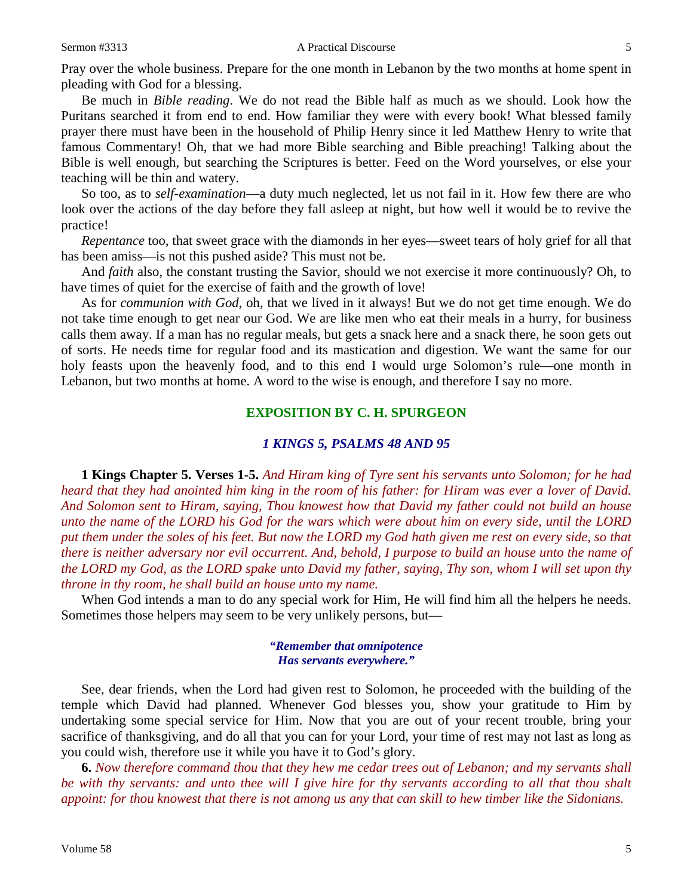Pray over the whole business. Prepare for the one month in Lebanon by the two months at home spent in pleading with God for a blessing.

Be much in *Bible reading*. We do not read the Bible half as much as we should. Look how the Puritans searched it from end to end. How familiar they were with every book! What blessed family prayer there must have been in the household of Philip Henry since it led Matthew Henry to write that famous Commentary! Oh, that we had more Bible searching and Bible preaching! Talking about the Bible is well enough, but searching the Scriptures is better. Feed on the Word yourselves, or else your teaching will be thin and watery.

So too, as to *self-examination*—a duty much neglected, let us not fail in it. How few there are who look over the actions of the day before they fall asleep at night, but how well it would be to revive the practice!

*Repentance* too, that sweet grace with the diamonds in her eyes—sweet tears of holy grief for all that has been amiss—is not this pushed aside? This must not be.

And *faith* also, the constant trusting the Savior, should we not exercise it more continuously? Oh, to have times of quiet for the exercise of faith and the growth of love!

As for *communion with God,* oh, that we lived in it always! But we do not get time enough. We do not take time enough to get near our God. We are like men who eat their meals in a hurry, for business calls them away. If a man has no regular meals, but gets a snack here and a snack there, he soon gets out of sorts. He needs time for regular food and its mastication and digestion. We want the same for our holy feasts upon the heavenly food, and to this end I would urge Solomon's rule—one month in Lebanon, but two months at home. A word to the wise is enough, and therefore I say no more.

## EXPOSITION BY C. H. SPURGEON

### *1 KINGS 5, PSALMS 48 AND 95*

**1 Kings Chapter 5. Verses 1-5.** *And Hiram king of Tyre sent his servants unto Solomon; for he had heard that they had anointed him king in the room of his father: for Hiram was ever a lover of David. And Solomon sent to Hiram, saying, Thou knowest how that David my father could not build an house unto the name of the LORD his God for the wars which were about him on every side, until the LORD put them under the soles of his feet. But now the LORD my God hath given me rest on every side, so that there is neither adversary nor evil occurrent. And, behold, I purpose to build an house unto the name of the LORD my God, as the LORD spake unto David my father, saying, Thy son, whom I will set upon thy throne in thy room, he shall build an house unto my name.*

When God intends a man to do any special work for Him, He will find him all the helpers he needs. Sometimes those helpers may seem to be very unlikely persons, but—

> ***"Remember that omnipotence***
> ***Has servants everywhere."***

See, dear friends, when the Lord had given rest to Solomon, he proceeded with the building of the temple which David had planned. Whenever God blesses you, show your gratitude to Him by undertaking some special service for Him. Now that you are out of your recent trouble, bring your sacrifice of thanksgiving, and do all that you can for your Lord, your time of rest may not last as long as you could wish, therefore use it while you have it to God's glory.

**6.** *Now therefore command thou that they hew me cedar trees out of Lebanon; and my servants shall be with thy servants: and unto thee will I give hire for thy servants according to all that thou shalt appoint: for thou knowest that there is not among us any that can skill to hew timber like the Sidonians.*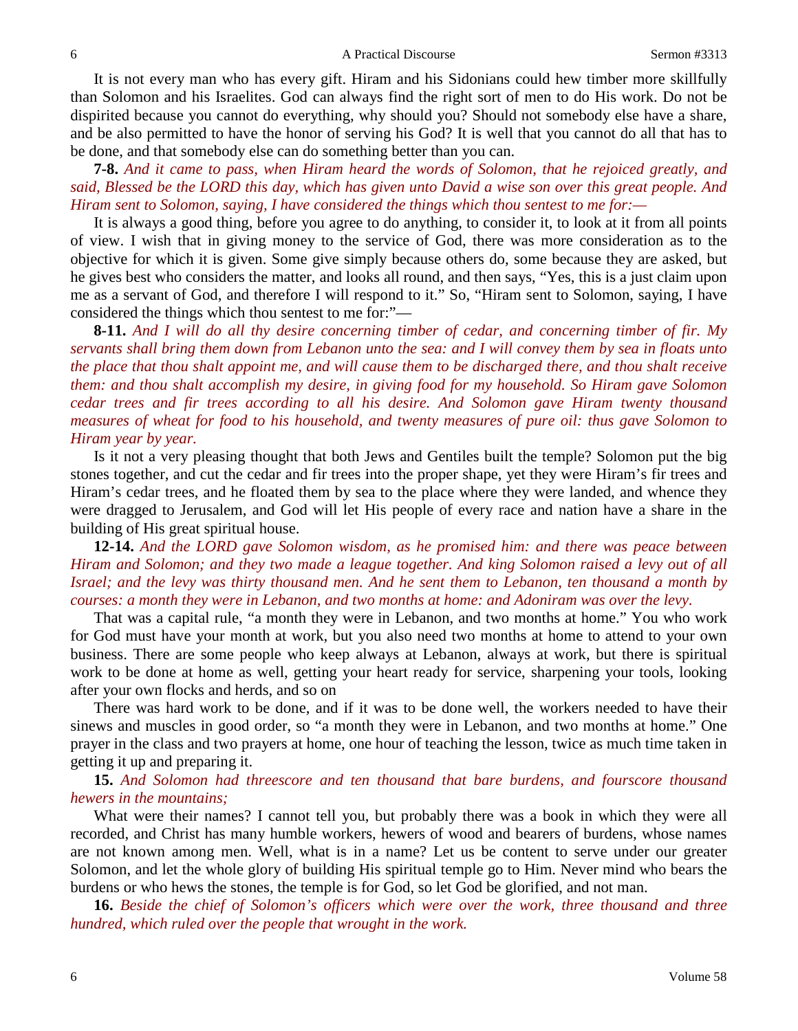It is not every man who has every gift. Hiram and his Sidonians could hew timber more skillfully than Solomon and his Israelites. God can always find the right sort of men to do His work. Do not be dispirited because you cannot do everything, why should you? Should not somebody else have a share, and be also permitted to have the honor of serving his God? It is well that you cannot do all that has to be done, and that somebody else can do something better than you can.

**7-8.** *And it came to pass, when Hiram heard the words of Solomon, that he rejoiced greatly, and said, Blessed be the LORD this day, which has given unto David a wise son over this great people. And Hiram sent to Solomon, saying, I have considered the things which thou sentest to me for:—*

It is always a good thing, before you agree to do anything, to consider it, to look at it from all points of view. I wish that in giving money to the service of God, there was more consideration as to the objective for which it is given. Some give simply because others do, some because they are asked, but he gives best who considers the matter, and looks all round, and then says, "Yes, this is a just claim upon me as a servant of God, and therefore I will respond to it." So, "Hiram sent to Solomon, saying, I have considered the things which thou sentest to me for:"—

**8-11.** *And I will do all thy desire concerning timber of cedar, and concerning timber of fir. My servants shall bring them down from Lebanon unto the sea: and I will convey them by sea in floats unto the place that thou shalt appoint me, and will cause them to be discharged there, and thou shalt receive them: and thou shalt accomplish my desire, in giving food for my household. So Hiram gave Solomon cedar trees and fir trees according to all his desire. And Solomon gave Hiram twenty thousand measures of wheat for food to his household, and twenty measures of pure oil: thus gave Solomon to Hiram year by year.*

Is it not a very pleasing thought that both Jews and Gentiles built the temple? Solomon put the big stones together, and cut the cedar and fir trees into the proper shape, yet they were Hiram's fir trees and Hiram's cedar trees, and he floated them by sea to the place where they were landed, and whence they were dragged to Jerusalem, and God will let His people of every race and nation have a share in the building of His great spiritual house.

**12-14.** *And the LORD gave Solomon wisdom, as he promised him: and there was peace between Hiram and Solomon; and they two made a league together. And king Solomon raised a levy out of all Israel; and the levy was thirty thousand men. And he sent them to Lebanon, ten thousand a month by courses: a month they were in Lebanon, and two months at home: and Adoniram was over the levy.*

That was a capital rule, "a month they were in Lebanon, and two months at home." You who work for God must have your month at work, but you also need two months at home to attend to your own business. There are some people who keep always at Lebanon, always at work, but there is spiritual work to be done at home as well, getting your heart ready for service, sharpening your tools, looking after your own flocks and herds, and so on

There was hard work to be done, and if it was to be done well, the workers needed to have their sinews and muscles in good order, so "a month they were in Lebanon, and two months at home." One prayer in the class and two prayers at home, one hour of teaching the lesson, twice as much time taken in getting it up and preparing it.

**15.** *And Solomon had threescore and ten thousand that bare burdens, and fourscore thousand hewers in the mountains;*

What were their names? I cannot tell you, but probably there was a book in which they were all recorded, and Christ has many humble workers, hewers of wood and bearers of burdens, whose names are not known among men. Well, what is in a name? Let us be content to serve under our greater Solomon, and let the whole glory of building His spiritual temple go to Him. Never mind who bears the burdens or who hews the stones, the temple is for God, so let God be glorified, and not man.

**16.** *Beside the chief of Solomon's officers which were over the work, three thousand and three hundred, which ruled over the people that wrought in the work.*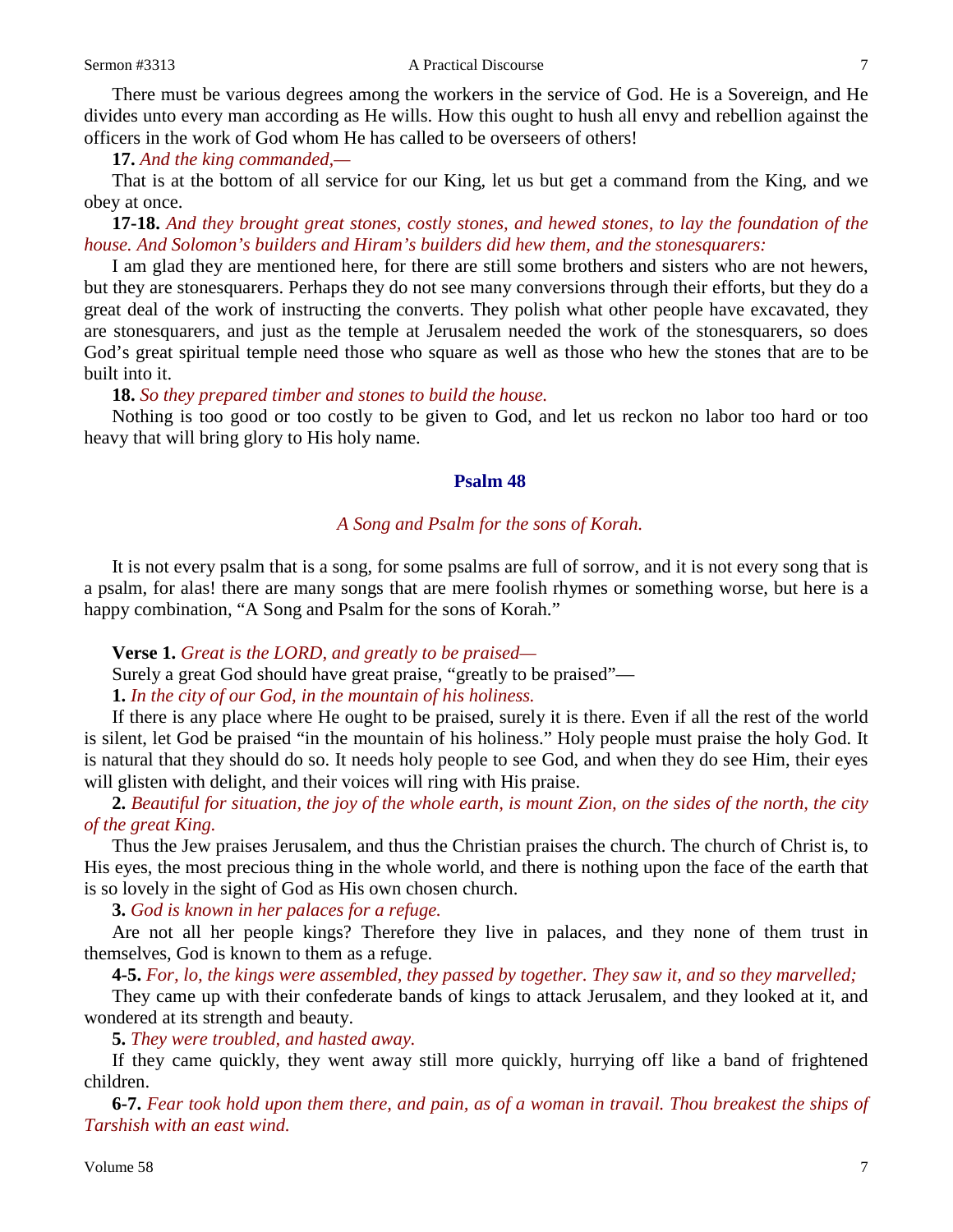There must be various degrees among the workers in the service of God. He is a Sovereign, and He divides unto every man according as He wills. How this ought to hush all envy and rebellion against the officers in the work of God whom He has called to be overseers of others!

**17.** *And the king commanded,—*

That is at the bottom of all service for our King, let us but get a command from the King, and we obey at once.

**17-18.** *And they brought great stones, costly stones, and hewed stones, to lay the foundation of the house. And Solomon's builders and Hiram's builders did hew them, and the stonesquarers:*

I am glad they are mentioned here, for there are still some brothers and sisters who are not hewers, but they are stonesquarers. Perhaps they do not see many conversions through their efforts, but they do a great deal of the work of instructing the converts. They polish what other people have excavated, they are stonesquarers, and just as the temple at Jerusalem needed the work of the stonesquarers, so does God's great spiritual temple need those who square as well as those who hew the stones that are to be built into it.

**18.** *So they prepared timber and stones to build the house.*

Nothing is too good or too costly to be given to God, and let us reckon no labor too hard or too heavy that will bring glory to His holy name.

## Psalm 48

*A Song and Psalm for the sons of Korah.*

It is not every psalm that is a song, for some psalms are full of sorrow, and it is not every song that is a psalm, for alas! there are many songs that are mere foolish rhymes or something worse, but here is a happy combination, "A Song and Psalm for the sons of Korah."

**Verse 1.** *Great is the LORD, and greatly to be praised—*

Surely a great God should have great praise, "greatly to be praised"—

**1.** *In the city of our God, in the mountain of his holiness.*

If there is any place where He ought to be praised, surely it is there. Even if all the rest of the world is silent, let God be praised "in the mountain of his holiness." Holy people must praise the holy God. It is natural that they should do so. It needs holy people to see God, and when they do see Him, their eyes will glisten with delight, and their voices will ring with His praise.

**2.** *Beautiful for situation, the joy of the whole earth, is mount Zion, on the sides of the north, the city of the great King.*

Thus the Jew praises Jerusalem, and thus the Christian praises the church. The church of Christ is, to His eyes, the most precious thing in the whole world, and there is nothing upon the face of the earth that is so lovely in the sight of God as His own chosen church.

**3.** *God is known in her palaces for a refuge.*

Are not all her people kings? Therefore they live in palaces, and they none of them trust in themselves, God is known to them as a refuge.

**4-5.** *For, lo, the kings were assembled, they passed by together. They saw it, and so they marvelled;*

They came up with their confederate bands of kings to attack Jerusalem, and they looked at it, and wondered at its strength and beauty.

**5.** *They were troubled, and hasted away.*

If they came quickly, they went away still more quickly, hurrying off like a band of frightened children.

**6-7.** *Fear took hold upon them there, and pain, as of a woman in travail. Thou breakest the ships of Tarshish with an east wind.*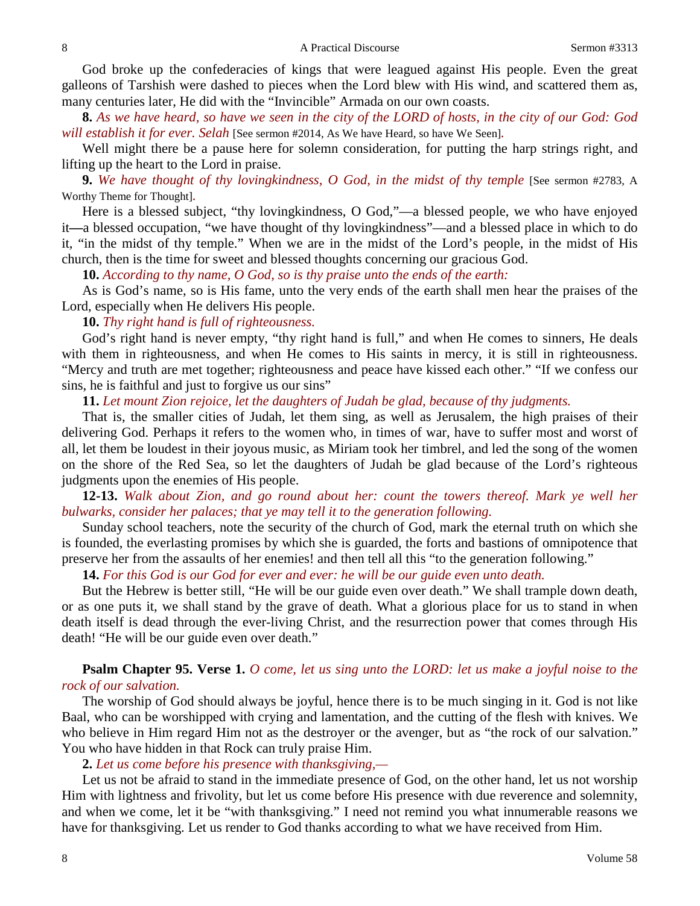God broke up the confederacies of kings that were leagued against His people. Even the great galleons of Tarshish were dashed to pieces when the Lord blew with His wind, and scattered them as, many centuries later, He did with the "Invincible" Armada on our own coasts.

**8.** *As we have heard, so have we seen in the city of the LORD of hosts, in the city of our God: God will establish it for ever. Selah* [See sermon #2014, As We have Heard, so have We Seen].

Well might there be a pause here for solemn consideration, for putting the harp strings right, and lifting up the heart to the Lord in praise.

**9.** *We have thought of thy lovingkindness, O God, in the midst of thy temple* [See sermon #2783, A Worthy Theme for Thought].

Here is a blessed subject, "thy lovingkindness, O God,"—a blessed people, we who have enjoyed it—a blessed occupation, "we have thought of thy lovingkindness"—and a blessed place in which to do it, "in the midst of thy temple." When we are in the midst of the Lord's people, in the midst of His church, then is the time for sweet and blessed thoughts concerning our gracious God.

**10.** *According to thy name, O God, so is thy praise unto the ends of the earth:*

As is God's name, so is His fame, unto the very ends of the earth shall men hear the praises of the Lord, especially when He delivers His people.

**10.** *Thy right hand is full of righteousness.*

God's right hand is never empty, "thy right hand is full," and when He comes to sinners, He deals with them in righteousness, and when He comes to His saints in mercy, it is still in righteousness. "Mercy and truth are met together; righteousness and peace have kissed each other." "If we confess our sins, he is faithful and just to forgive us our sins"

**11.** *Let mount Zion rejoice, let the daughters of Judah be glad, because of thy judgments.*

That is, the smaller cities of Judah, let them sing, as well as Jerusalem, the high praises of their delivering God. Perhaps it refers to the women who, in times of war, have to suffer most and worst of all, let them be loudest in their joyous music, as Miriam took her timbrel, and led the song of the women on the shore of the Red Sea, so let the daughters of Judah be glad because of the Lord's righteous judgments upon the enemies of His people.

**12-13.** *Walk about Zion, and go round about her: count the towers thereof. Mark ye well her bulwarks, consider her palaces; that ye may tell it to the generation following.*

Sunday school teachers, note the security of the church of God, mark the eternal truth on which she is founded, the everlasting promises by which she is guarded, the forts and bastions of omnipotence that preserve her from the assaults of her enemies! and then tell all this "to the generation following."

**14.** *For this God is our God for ever and ever: he will be our guide even unto death.*

But the Hebrew is better still, "He will be our guide even over death." We shall trample down death, or as one puts it, we shall stand by the grave of death. What a glorious place for us to stand in when death itself is dead through the ever-living Christ, and the resurrection power that comes through His death! "He will be our guide even over death."

**Psalm Chapter 95. Verse 1.** *O come, let us sing unto the LORD: let us make a joyful noise to the rock of our salvation.*

The worship of God should always be joyful, hence there is to be much singing in it. God is not like Baal, who can be worshipped with crying and lamentation, and the cutting of the flesh with knives. We who believe in Him regard Him not as the destroyer or the avenger, but as "the rock of our salvation." You who have hidden in that Rock can truly praise Him.

**2.** *Let us come before his presence with thanksgiving,—*

Let us not be afraid to stand in the immediate presence of God, on the other hand, let us not worship Him with lightness and frivolity, but let us come before His presence with due reverence and solemnity, and when we come, let it be "with thanksgiving." I need not remind you what innumerable reasons we have for thanksgiving. Let us render to God thanks according to what we have received from Him.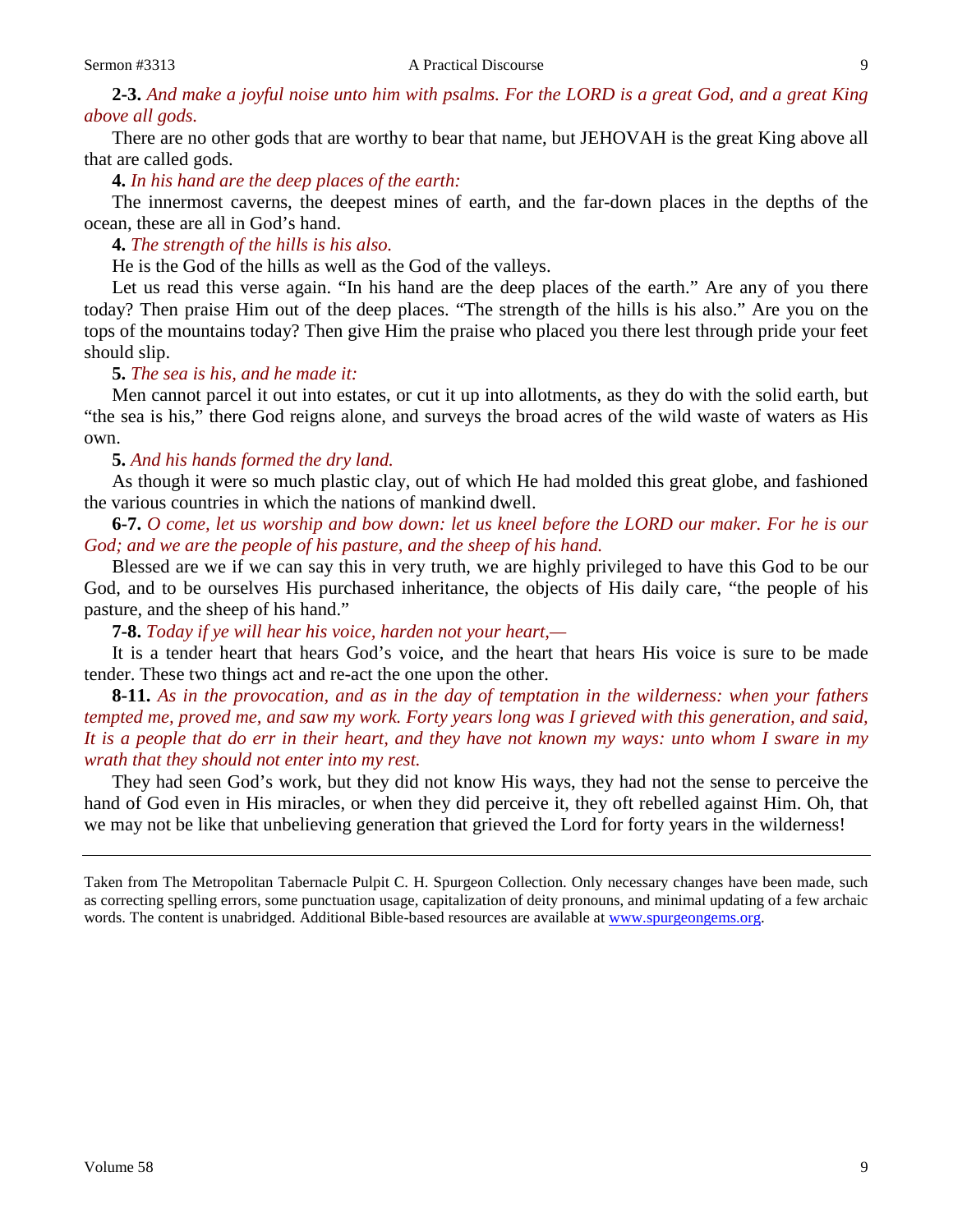**2-3.** *And make a joyful noise unto him with psalms. For the LORD is a great God, and a great King above all gods.*

There are no other gods that are worthy to bear that name, but JEHOVAH is the great King above all that are called gods.

**4.** *In his hand are the deep places of the earth:*

The innermost caverns, the deepest mines of earth, and the far-down places in the depths of the ocean, these are all in God's hand.

**4.** *The strength of the hills is his also.*

He is the God of the hills as well as the God of the valleys.

Let us read this verse again. "In his hand are the deep places of the earth." Are any of you there today? Then praise Him out of the deep places. "The strength of the hills is his also." Are you on the tops of the mountains today? Then give Him the praise who placed you there lest through pride your feet should slip.

**5.** *The sea is his, and he made it:*

Men cannot parcel it out into estates, or cut it up into allotments, as they do with the solid earth, but "the sea is his," there God reigns alone, and surveys the broad acres of the wild waste of waters as His own.

**5.** *And his hands formed the dry land.*

As though it were so much plastic clay, out of which He had molded this great globe, and fashioned the various countries in which the nations of mankind dwell.

**6-7.** *O come, let us worship and bow down: let us kneel before the LORD our maker. For he is our God; and we are the people of his pasture, and the sheep of his hand.*

Blessed are we if we can say this in very truth, we are highly privileged to have this God to be our God, and to be ourselves His purchased inheritance, the objects of His daily care, "the people of his pasture, and the sheep of his hand."

**7-8.** *Today if ye will hear his voice, harden not your heart,—*

It is a tender heart that hears God's voice, and the heart that hears His voice is sure to be made tender. These two things act and re-act the one upon the other.

**8-11.** *As in the provocation, and as in the day of temptation in the wilderness: when your fathers tempted me, proved me, and saw my work. Forty years long was I grieved with this generation, and said, It is a people that do err in their heart, and they have not known my ways: unto whom I sware in my wrath that they should not enter into my rest.*

They had seen God's work, but they did not know His ways, they had not the sense to perceive the hand of God even in His miracles, or when they did perceive it, they oft rebelled against Him. Oh, that we may not be like that unbelieving generation that grieved the Lord for forty years in the wilderness!

---

Taken from The Metropolitan Tabernacle Pulpit C. H. Spurgeon Collection. Only necessary changes have been made, such as correcting spelling errors, some punctuation usage, capitalization of deity pronouns, and minimal updating of a few archaic words. The content is unabridged. Additional Bible-based resources are available at www.spurgeongems.org.